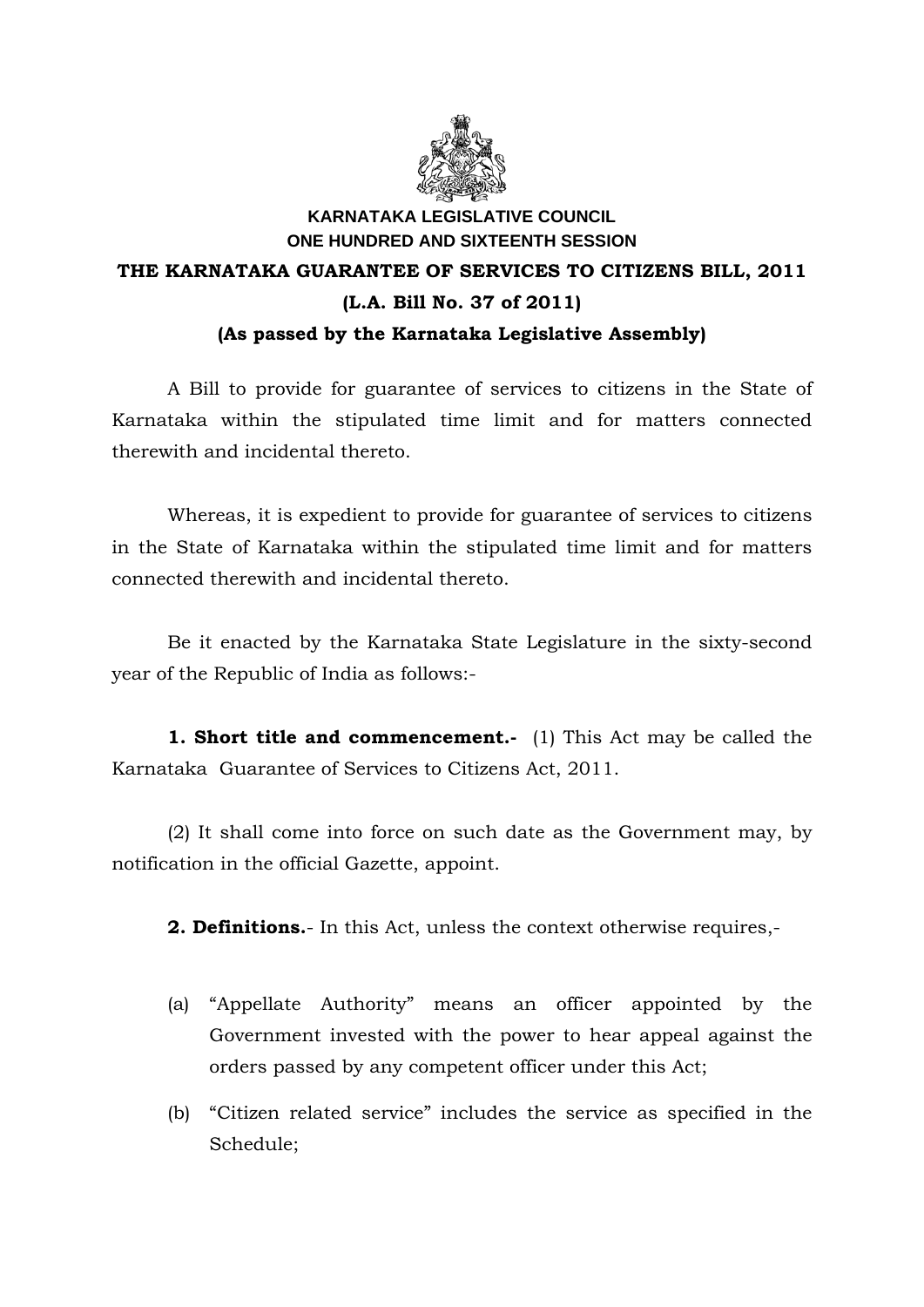**KARNATAKA LEGISLATIVE COUNCIL**
**ONE HUNDRED AND SIXTEENTH SESSION**

# THE KARNATAKA GUARANTEE OF SERVICES TO CITIZENS BILL, 2011

**(L.A. Bill No. 37 of 2011)**

**(As passed by the Karnataka Legislative Assembly)**

A Bill to provide for guarantee of services to citizens in the State of Karnataka within the stipulated time limit and for matters connected therewith and incidental thereto.

Whereas, it is expedient to provide for guarantee of services to citizens in the State of Karnataka within the stipulated time limit and for matters connected therewith and incidental thereto.

Be it enacted by the Karnataka State Legislature in the sixty-second year of the Republic of India as follows:-

**1. Short title and commencement.-** (1) This Act may be called the Karnataka Guarantee of Services to Citizens Act, 2011.

(2) It shall come into force on such date as the Government may, by notification in the official Gazette, appoint.

**2. Definitions.**- In this Act, unless the context otherwise requires,-

(a) "Appellate Authority" means an officer appointed by the Government invested with the power to hear appeal against the orders passed by any competent officer under this Act;

(b) "Citizen related service" includes the service as specified in the Schedule;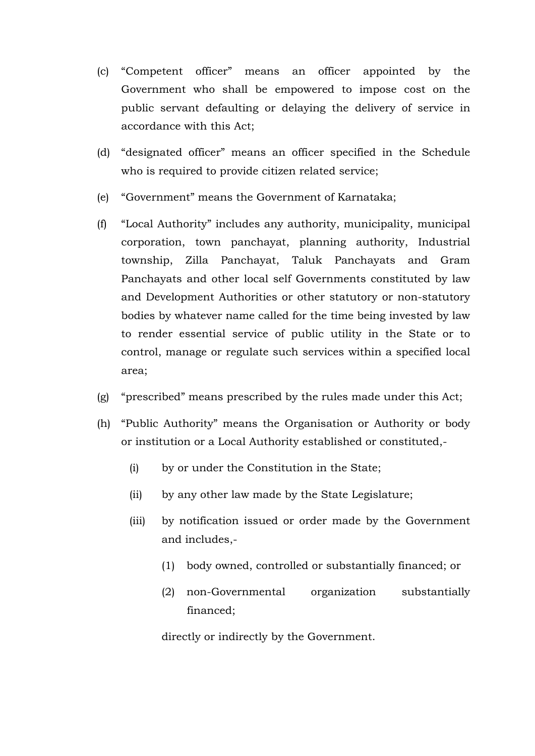(c) "Competent officer" means an officer appointed by the Government who shall be empowered to impose cost on the public servant defaulting or delaying the delivery of service in accordance with this Act;

(d) "designated officer" means an officer specified in the Schedule who is required to provide citizen related service;

(e) "Government" means the Government of Karnataka;

(f) "Local Authority" includes any authority, municipality, municipal corporation, town panchayat, planning authority, Industrial township, Zilla Panchayat, Taluk Panchayats and Gram Panchayats and other local self Governments constituted by law and Development Authorities or other statutory or non-statutory bodies by whatever name called for the time being invested by law to render essential service of public utility in the State or to control, manage or regulate such services within a specified local area;

(g) "prescribed" means prescribed by the rules made under this Act;

(h) "Public Authority" means the Organisation or Authority or body or institution or a Local Authority established or constituted,-

    (i) by or under the Constitution in the State;

    (ii) by any other law made by the State Legislature;

    (iii) by notification issued or order made by the Government and includes,-

        (1) body owned, controlled or substantially financed; or

        (2) non-Governmental organization substantially financed;

    directly or indirectly by the Government.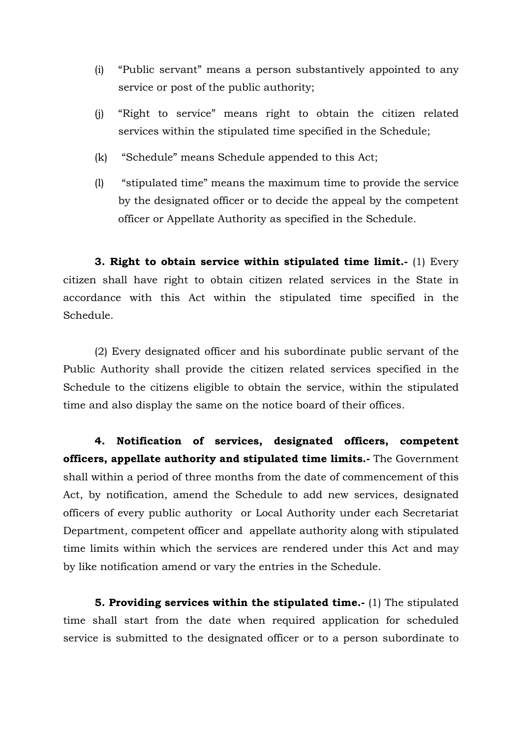(i) "Public servant" means a person substantively appointed to any service or post of the public authority;

(j) "Right to service" means right to obtain the citizen related services within the stipulated time specified in the Schedule;

(k) "Schedule" means Schedule appended to this Act;

(l) "stipulated time" means the maximum time to provide the service by the designated officer or to decide the appeal by the competent officer or Appellate Authority as specified in the Schedule.

**3. Right to obtain service within stipulated time limit.-** (1) Every citizen shall have right to obtain citizen related services in the State in accordance with this Act within the stipulated time specified in the Schedule.

(2) Every designated officer and his subordinate public servant of the Public Authority shall provide the citizen related services specified in the Schedule to the citizens eligible to obtain the service, within the stipulated time and also display the same on the notice board of their offices.

**4. Notification of services, designated officers, competent officers, appellate authority and stipulated time limits.-** The Government shall within a period of three months from the date of commencement of this Act, by notification, amend the Schedule to add new services, designated officers of every public authority or Local Authority under each Secretariat Department, competent officer and appellate authority along with stipulated time limits within which the services are rendered under this Act and may by like notification amend or vary the entries in the Schedule.

**5. Providing services within the stipulated time.-** (1) The stipulated time shall start from the date when required application for scheduled service is submitted to the designated officer or to a person subordinate to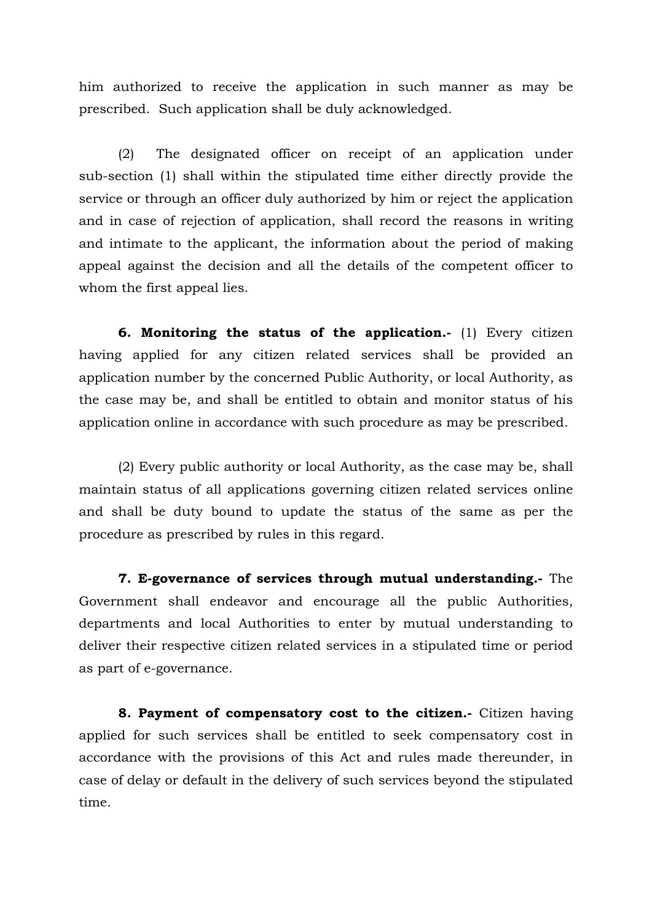him authorized to receive the application in such manner as may be prescribed. Such application shall be duly acknowledged.

(2) The designated officer on receipt of an application under sub-section (1) shall within the stipulated time either directly provide the service or through an officer duly authorized by him or reject the application and in case of rejection of application, shall record the reasons in writing and intimate to the applicant, the information about the period of making appeal against the decision and all the details of the competent officer to whom the first appeal lies.

**6. Monitoring the status of the application.-** (1) Every citizen having applied for any citizen related services shall be provided an application number by the concerned Public Authority, or local Authority, as the case may be, and shall be entitled to obtain and monitor status of his application online in accordance with such procedure as may be prescribed.

(2) Every public authority or local Authority, as the case may be, shall maintain status of all applications governing citizen related services online and shall be duty bound to update the status of the same as per the procedure as prescribed by rules in this regard.

**7. E-governance of services through mutual understanding.-** The Government shall endeavor and encourage all the public Authorities, departments and local Authorities to enter by mutual understanding to deliver their respective citizen related services in a stipulated time or period as part of e-governance.

**8. Payment of compensatory cost to the citizen.-** Citizen having applied for such services shall be entitled to seek compensatory cost in accordance with the provisions of this Act and rules made thereunder, in case of delay or default in the delivery of such services beyond the stipulated time.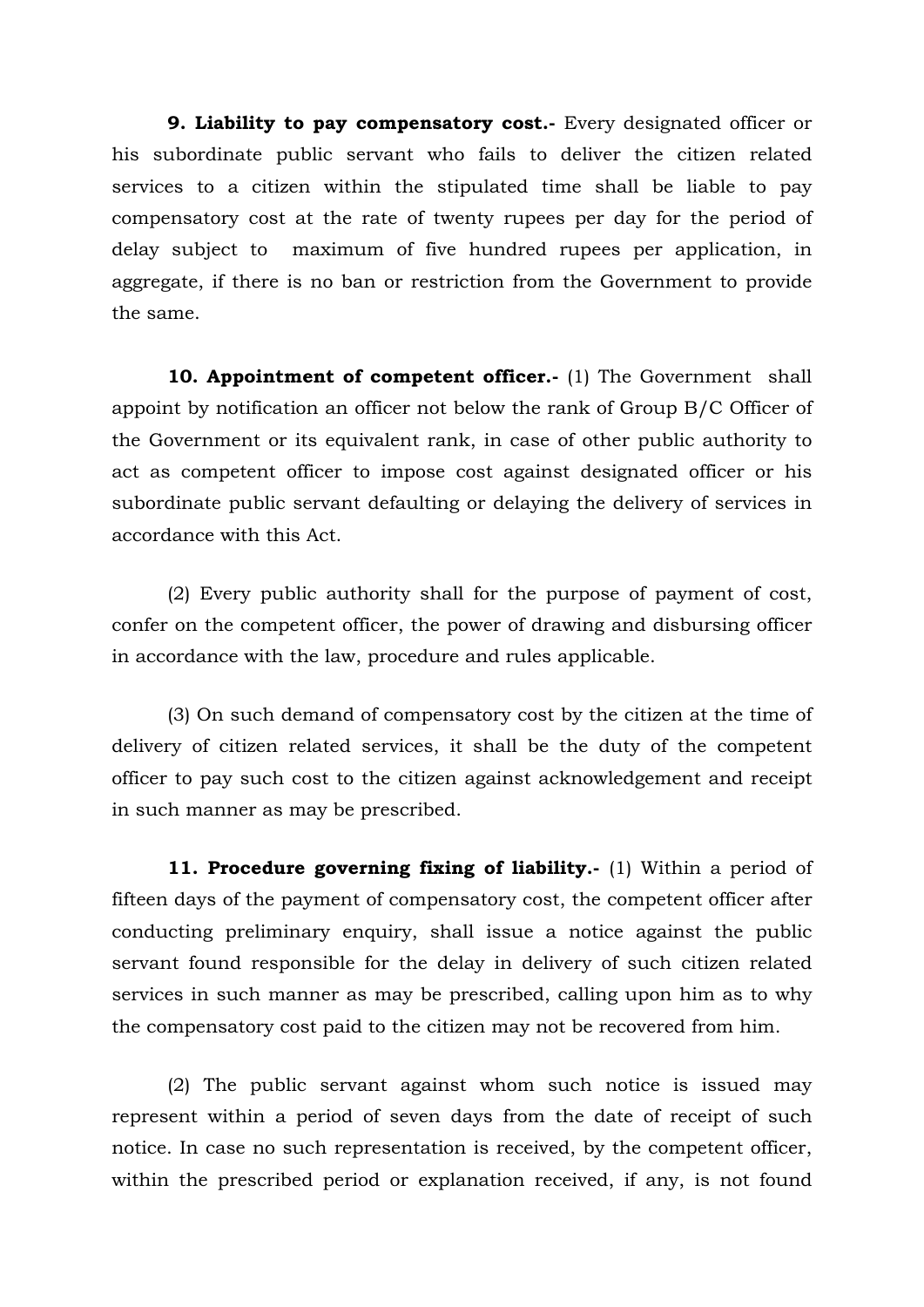**9. Liability to pay compensatory cost.-** Every designated officer or his subordinate public servant who fails to deliver the citizen related services to a citizen within the stipulated time shall be liable to pay compensatory cost at the rate of twenty rupees per day for the period of delay subject to maximum of five hundred rupees per application, in aggregate, if there is no ban or restriction from the Government to provide the same.

**10. Appointment of competent officer.-** (1) The Government shall appoint by notification an officer not below the rank of Group B/C Officer of the Government or its equivalent rank, in case of other public authority to act as competent officer to impose cost against designated officer or his subordinate public servant defaulting or delaying the delivery of services in accordance with this Act.

(2) Every public authority shall for the purpose of payment of cost, confer on the competent officer, the power of drawing and disbursing officer in accordance with the law, procedure and rules applicable.

(3) On such demand of compensatory cost by the citizen at the time of delivery of citizen related services, it shall be the duty of the competent officer to pay such cost to the citizen against acknowledgement and receipt in such manner as may be prescribed.

**11. Procedure governing fixing of liability.-** (1) Within a period of fifteen days of the payment of compensatory cost, the competent officer after conducting preliminary enquiry, shall issue a notice against the public servant found responsible for the delay in delivery of such citizen related services in such manner as may be prescribed, calling upon him as to why the compensatory cost paid to the citizen may not be recovered from him.

(2) The public servant against whom such notice is issued may represent within a period of seven days from the date of receipt of such notice. In case no such representation is received, by the competent officer, within the prescribed period or explanation received, if any, is not found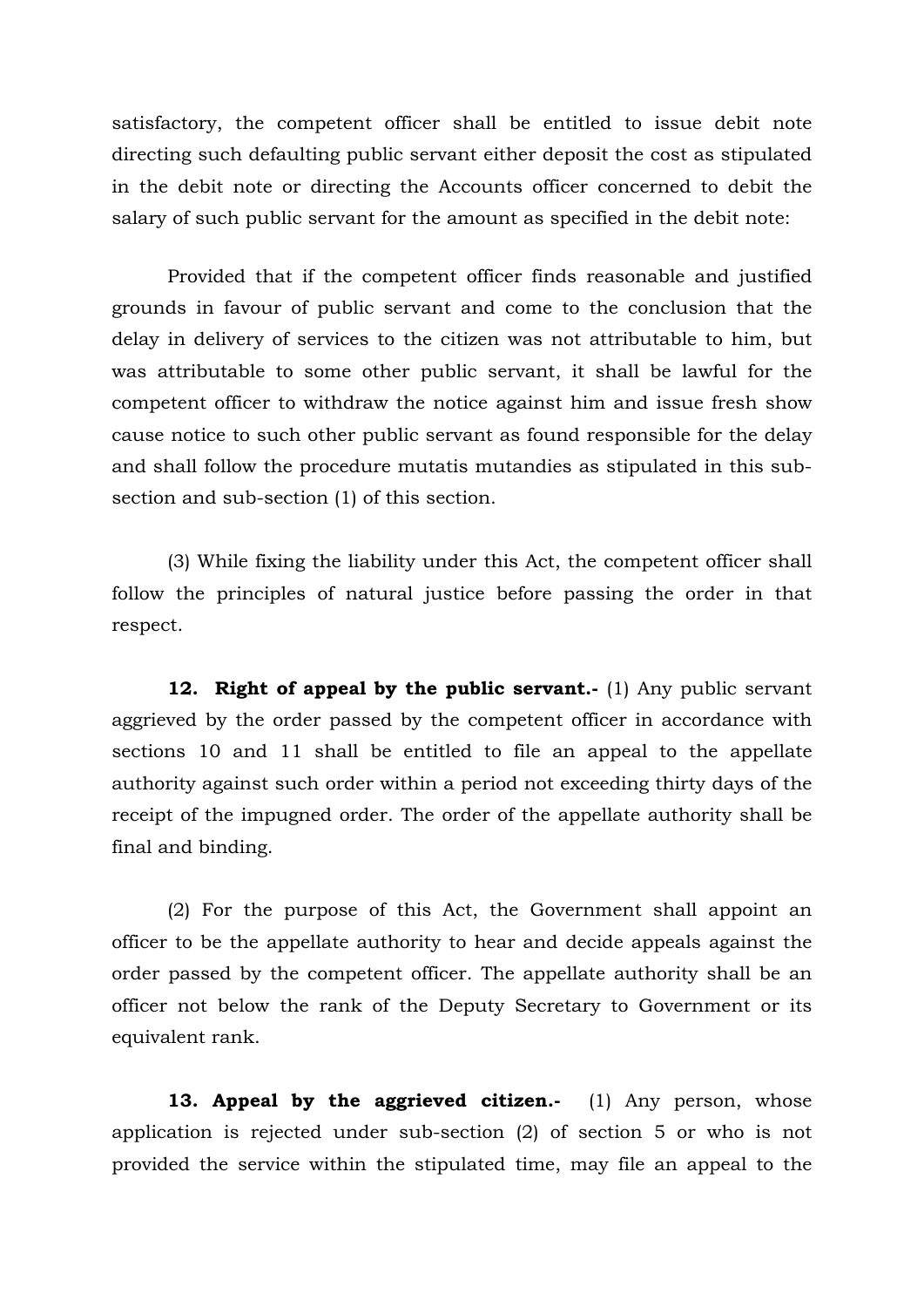satisfactory, the competent officer shall be entitled to issue debit note directing such defaulting public servant either deposit the cost as stipulated in the debit note or directing the Accounts officer concerned to debit the salary of such public servant for the amount as specified in the debit note:

Provided that if the competent officer finds reasonable and justified grounds in favour of public servant and come to the conclusion that the delay in delivery of services to the citizen was not attributable to him, but was attributable to some other public servant, it shall be lawful for the competent officer to withdraw the notice against him and issue fresh show cause notice to such other public servant as found responsible for the delay and shall follow the procedure mutatis mutandies as stipulated in this sub-section and sub-section (1) of this section.

(3) While fixing the liability under this Act, the competent officer shall follow the principles of natural justice before passing the order in that respect.

**12. Right of appeal by the public servant.-** (1) Any public servant aggrieved by the order passed by the competent officer in accordance with sections 10 and 11 shall be entitled to file an appeal to the appellate authority against such order within a period not exceeding thirty days of the receipt of the impugned order. The order of the appellate authority shall be final and binding.

(2) For the purpose of this Act, the Government shall appoint an officer to be the appellate authority to hear and decide appeals against the order passed by the competent officer. The appellate authority shall be an officer not below the rank of the Deputy Secretary to Government or its equivalent rank.

**13. Appeal by the aggrieved citizen.-** (1) Any person, whose application is rejected under sub-section (2) of section 5 or who is not provided the service within the stipulated time, may file an appeal to the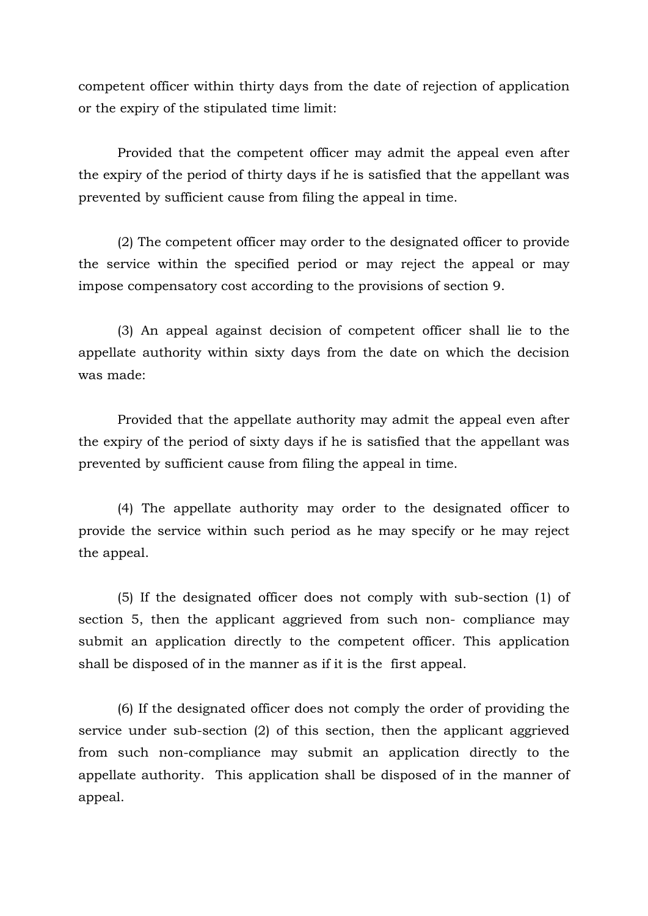competent officer within thirty days from the date of rejection of application or the expiry of the stipulated time limit:

Provided that the competent officer may admit the appeal even after the expiry of the period of thirty days if he is satisfied that the appellant was prevented by sufficient cause from filing the appeal in time.

(2) The competent officer may order to the designated officer to provide the service within the specified period or may reject the appeal or may impose compensatory cost according to the provisions of section 9.

(3) An appeal against decision of competent officer shall lie to the appellate authority within sixty days from the date on which the decision was made:

Provided that the appellate authority may admit the appeal even after the expiry of the period of sixty days if he is satisfied that the appellant was prevented by sufficient cause from filing the appeal in time.

(4) The appellate authority may order to the designated officer to provide the service within such period as he may specify or he may reject the appeal.

(5) If the designated officer does not comply with sub-section (1) of section 5, then the applicant aggrieved from such non- compliance may submit an application directly to the competent officer. This application shall be disposed of in the manner as if it is the first appeal.

(6) If the designated officer does not comply the order of providing the service under sub-section (2) of this section, then the applicant aggrieved from such non-compliance may submit an application directly to the appellate authority. This application shall be disposed of in the manner of appeal.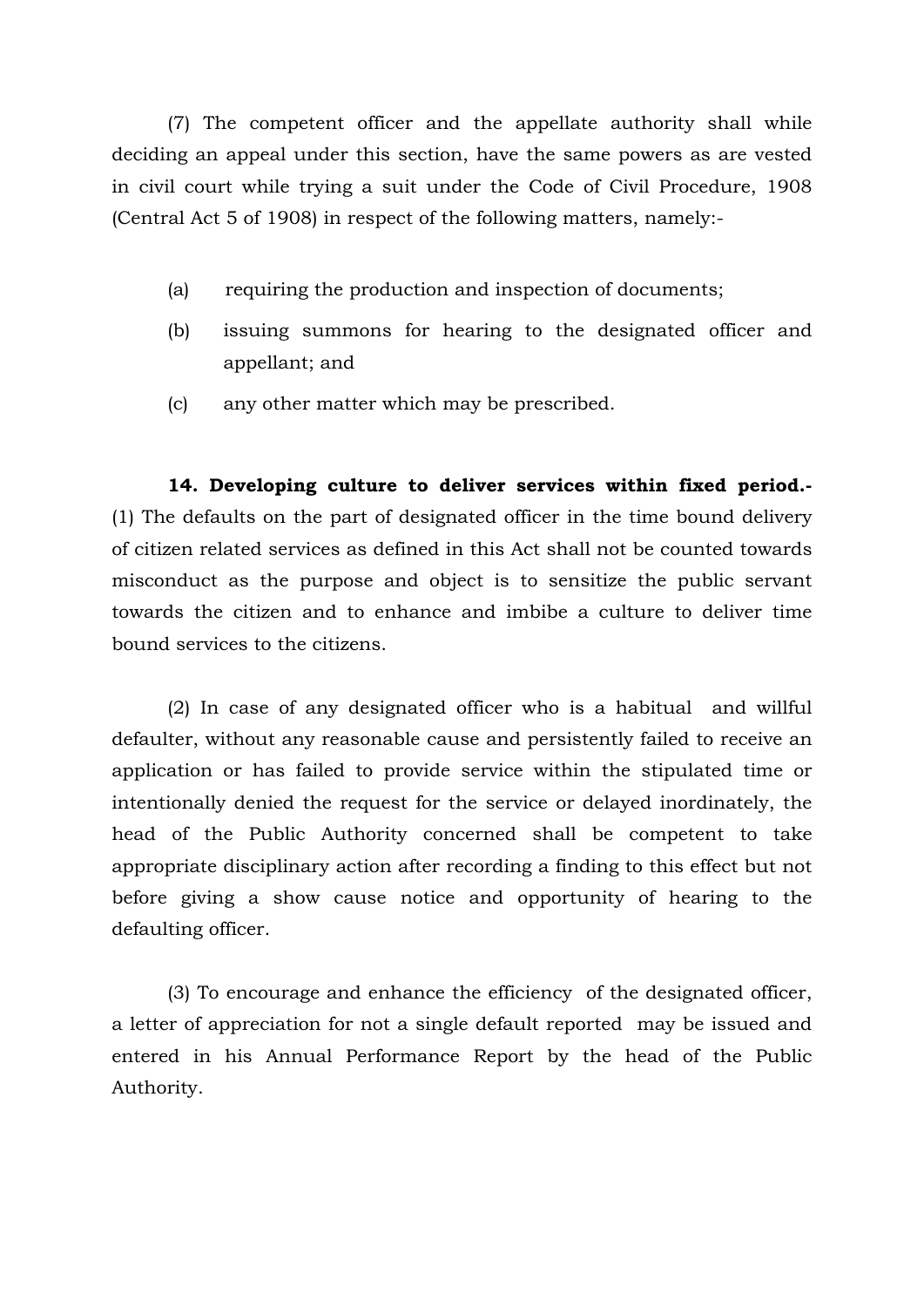(7) The competent officer and the appellate authority shall while deciding an appeal under this section, have the same powers as are vested in civil court while trying a suit under the Code of Civil Procedure, 1908 (Central Act 5 of 1908) in respect of the following matters, namely:-

(a) requiring the production and inspection of documents;

(b) issuing summons for hearing to the designated officer and appellant; and

(c) any other matter which may be prescribed.

**14. Developing culture to deliver services within fixed period.-** (1) The defaults on the part of designated officer in the time bound delivery of citizen related services as defined in this Act shall not be counted towards misconduct as the purpose and object is to sensitize the public servant towards the citizen and to enhance and imbibe a culture to deliver time bound services to the citizens.

(2) In case of any designated officer who is a habitual and willful defaulter, without any reasonable cause and persistently failed to receive an application or has failed to provide service within the stipulated time or intentionally denied the request for the service or delayed inordinately, the head of the Public Authority concerned shall be competent to take appropriate disciplinary action after recording a finding to this effect but not before giving a show cause notice and opportunity of hearing to the defaulting officer.

(3) To encourage and enhance the efficiency of the designated officer, a letter of appreciation for not a single default reported may be issued and entered in his Annual Performance Report by the head of the Public Authority.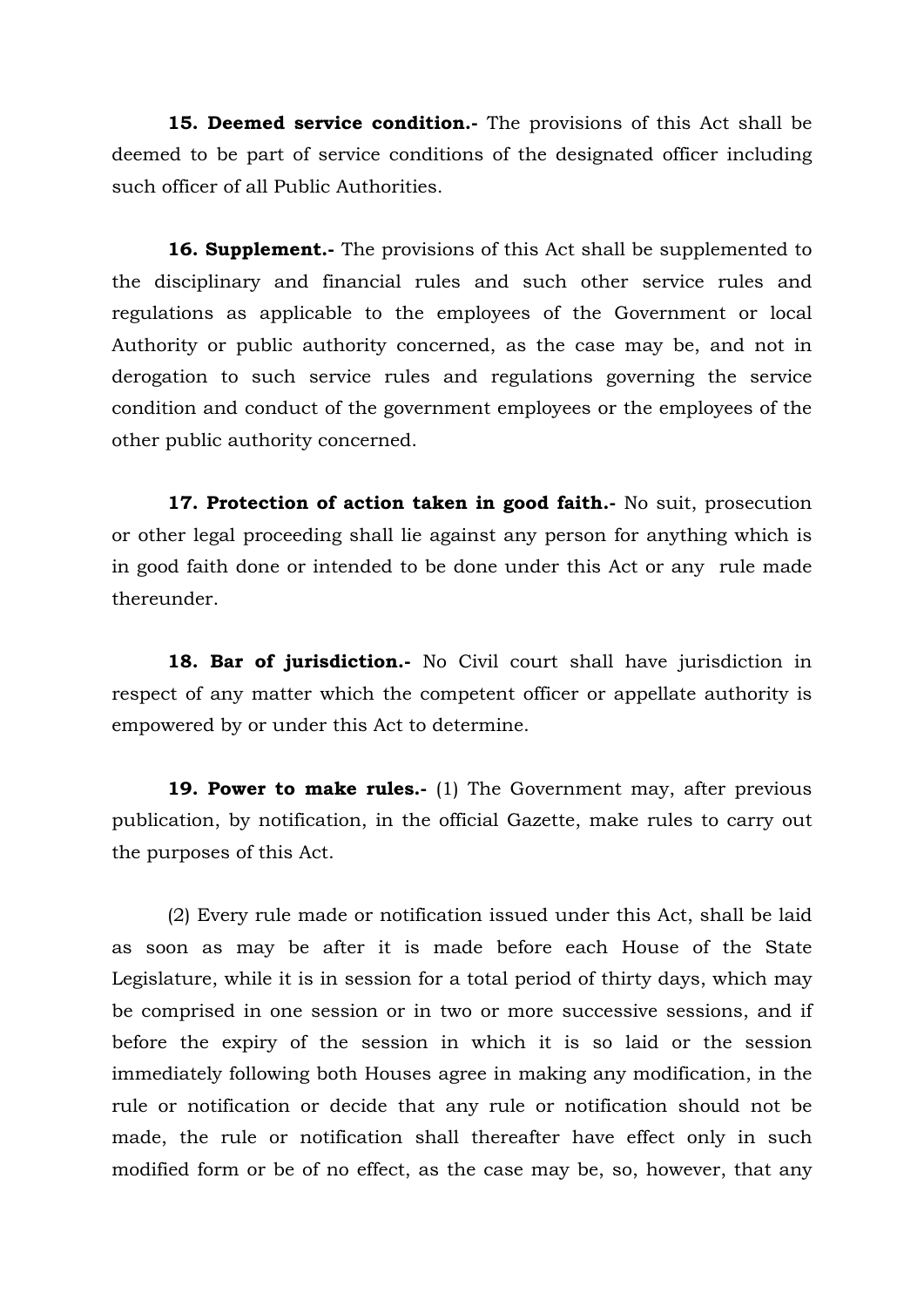**15. Deemed service condition.-** The provisions of this Act shall be deemed to be part of service conditions of the designated officer including such officer of all Public Authorities.

**16. Supplement.-** The provisions of this Act shall be supplemented to the disciplinary and financial rules and such other service rules and regulations as applicable to the employees of the Government or local Authority or public authority concerned, as the case may be, and not in derogation to such service rules and regulations governing the service condition and conduct of the government employees or the employees of the other public authority concerned.

**17. Protection of action taken in good faith.-** No suit, prosecution or other legal proceeding shall lie against any person for anything which is in good faith done or intended to be done under this Act or any rule made thereunder.

**18. Bar of jurisdiction.-** No Civil court shall have jurisdiction in respect of any matter which the competent officer or appellate authority is empowered by or under this Act to determine.

**19. Power to make rules.-** (1) The Government may, after previous publication, by notification, in the official Gazette, make rules to carry out the purposes of this Act.

(2) Every rule made or notification issued under this Act, shall be laid as soon as may be after it is made before each House of the State Legislature, while it is in session for a total period of thirty days, which may be comprised in one session or in two or more successive sessions, and if before the expiry of the session in which it is so laid or the session immediately following both Houses agree in making any modification, in the rule or notification or decide that any rule or notification should not be made, the rule or notification shall thereafter have effect only in such modified form or be of no effect, as the case may be, so, however, that any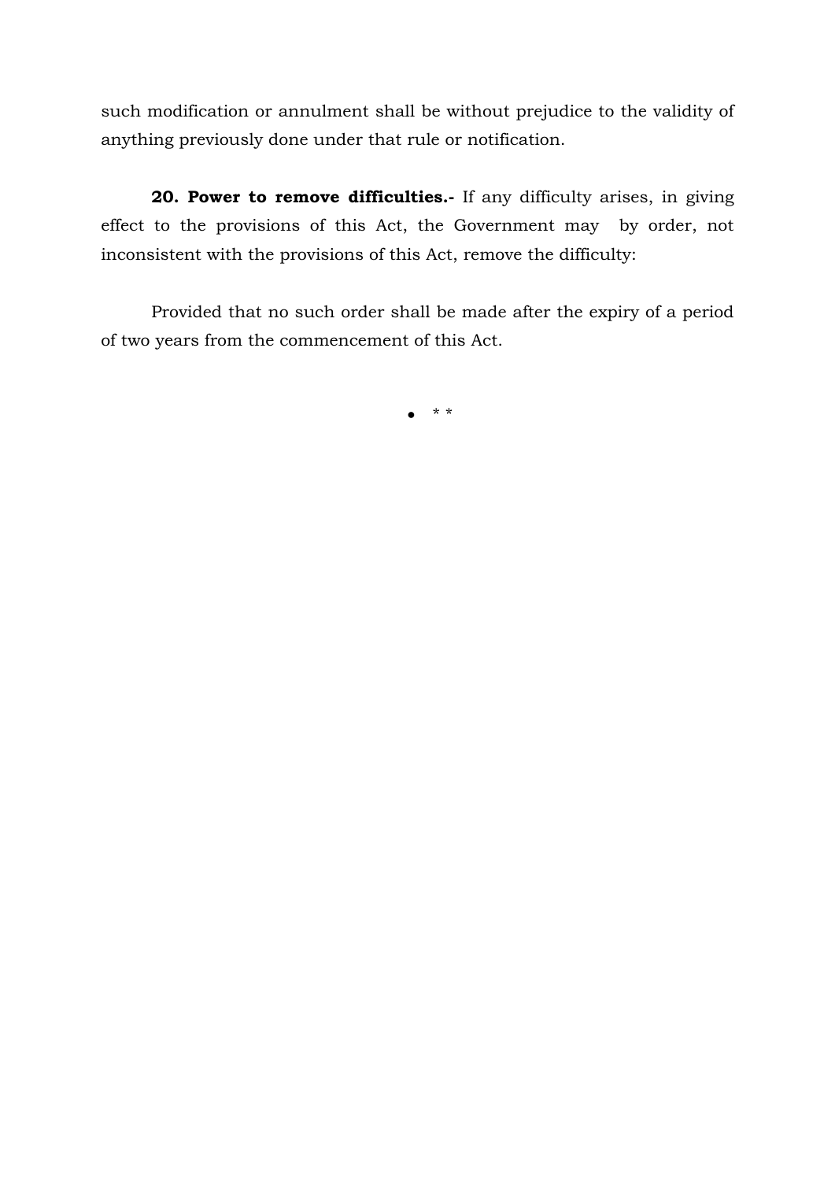such modification or annulment shall be without prejudice to the validity of anything previously done under that rule or notification.

**20. Power to remove difficulties.-** If any difficulty arises, in giving effect to the provisions of this Act, the Government may by order, not inconsistent with the provisions of this Act, remove the difficulty:

Provided that no such order shall be made after the expiry of a period of two years from the commencement of this Act.

• * *